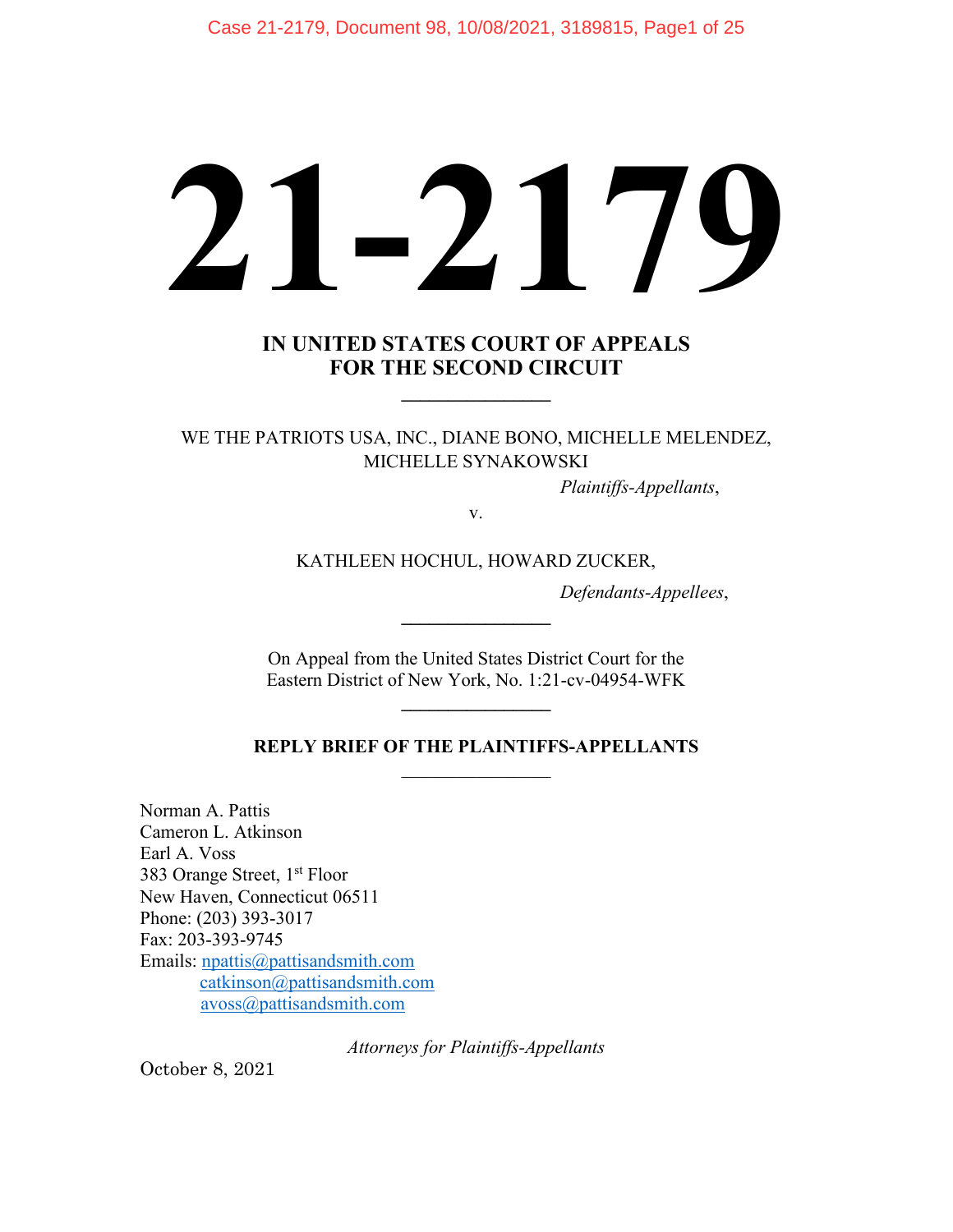# 21-2179

## IN UNITED STATES COURT OF APPEALS
## FOR THE SECOND CIRCUIT

---

WE THE PATRIOTS USA, INC., DIANE BONO, MICHELLE MELENDEZ, MICHELLE SYNAKOWSKI

*Plaintiffs-Appellants*,

v.

KATHLEEN HOCHUL, HOWARD ZUCKER,

*Defendants-Appellees*,

---

On Appeal from the United States District Court for the Eastern District of New York, No. 1:21-cv-04954-WFK

---

**REPLY BRIEF OF THE PLAINTIFFS-APPELLANTS**

---

Norman A. Pattis
Cameron L. Atkinson
Earl A. Voss
383 Orange Street, 1st Floor
New Haven, Connecticut 06511
Phone: (203) 393-3017
Fax: 203-393-9745
Emails: npattis@pattisandsmith.com
catkinson@pattisandsmith.com
avoss@pattisandsmith.com

*Attorneys for Plaintiffs-Appellants*

October 8, 2021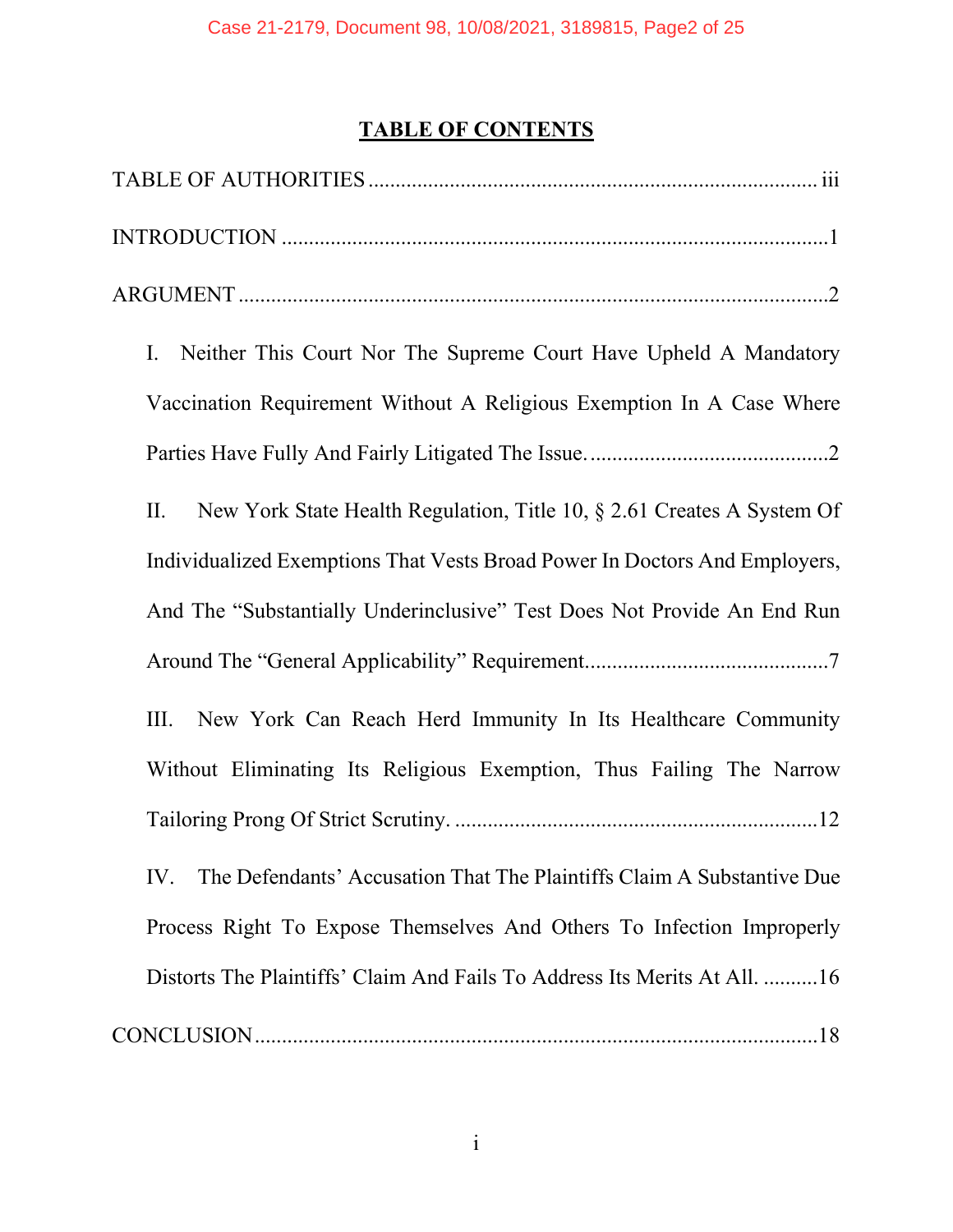# TABLE OF CONTENTS

TABLE OF AUTHORITIES .................................................................................... iii

INTRODUCTION .....................................................................................................1

ARGUMENT .............................................................................................................2

I. Neither This Court Nor The Supreme Court Have Upheld A Mandatory Vaccination Requirement Without A Religious Exemption In A Case Where Parties Have Fully And Fairly Litigated The Issue. ............................................2

II. New York State Health Regulation, Title 10, § 2.61 Creates A System Of Individualized Exemptions That Vests Broad Power In Doctors And Employers, And The "Substantially Underinclusive" Test Does Not Provide An End Run Around The "General Applicability" Requirement. ............................................7

III. New York Can Reach Herd Immunity In Its Healthcare Community Without Eliminating Its Religious Exemption, Thus Failing The Narrow Tailoring Prong Of Strict Scrutiny. ..................................................................12

IV. The Defendants' Accusation That The Plaintiffs Claim A Substantive Due Process Right To Expose Themselves And Others To Infection Improperly Distorts The Plaintiffs' Claim And Fails To Address Its Merits At All. ..........16

CONCLUSION .......................................................................................................18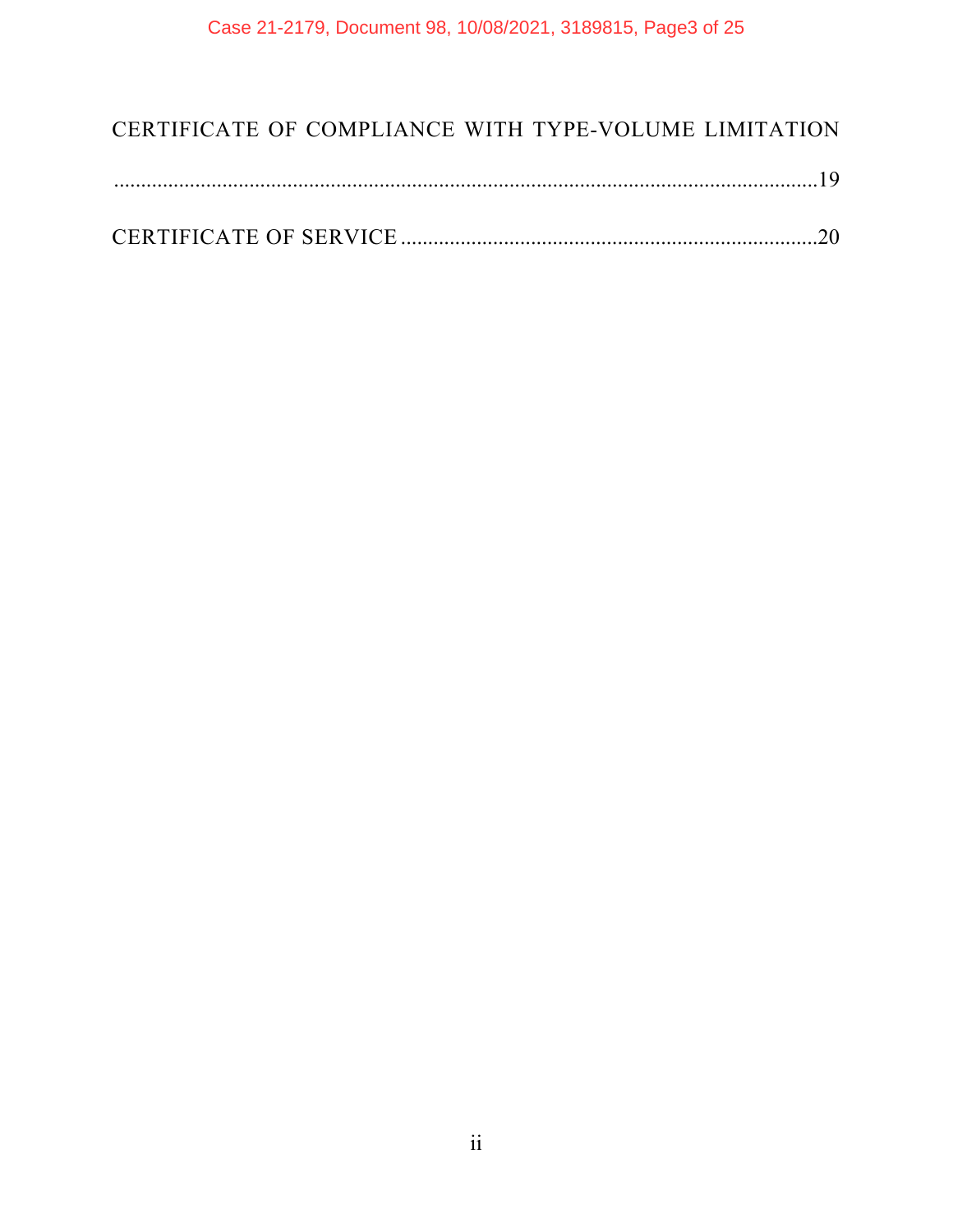CERTIFICATE OF COMPLIANCE WITH TYPE-VOLUME LIMITATION ..........19

CERTIFICATE OF SERVICE ..........20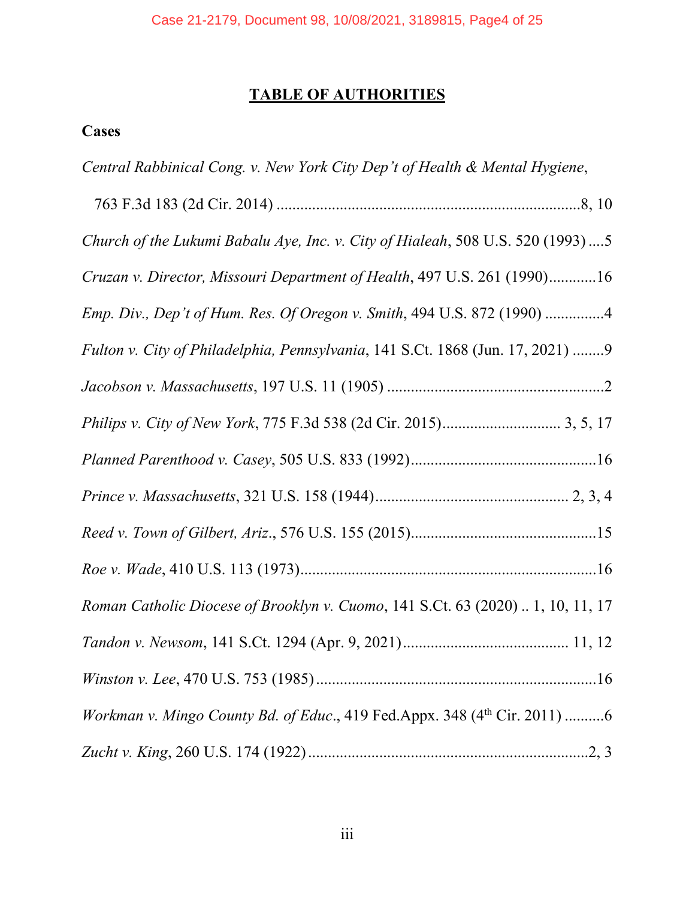# TABLE OF AUTHORITIES

**Cases**

*Central Rabbinical Cong. v. New York City Dep't of Health & Mental Hygiene*, 763 F.3d 183 (2d Cir. 2014) ............................................................................8, 10

*Church of the Lukumi Babalu Aye, Inc. v. City of Hialeah*, 508 U.S. 520 (1993) ....5

*Cruzan v. Director, Missouri Department of Health*, 497 U.S. 261 (1990)............16

*Emp. Div., Dep't of Hum. Res. Of Oregon v. Smith*, 494 U.S. 872 (1990) ...............4

*Fulton v. City of Philadelphia, Pennsylvania*, 141 S.Ct. 1868 (Jun. 17, 2021) ........9

*Jacobson v. Massachusetts*, 197 U.S. 11 (1905) .......................................................2

*Philips v. City of New York*, 775 F.3d 538 (2d Cir. 2015)............................. 3, 5, 17

*Planned Parenthood v. Casey*, 505 U.S. 833 (1992)...............................................16

*Prince v. Massachusetts*, 321 U.S. 158 (1944)................................................ 2, 3, 4

*Reed v. Town of Gilbert, Ariz.*, 576 U.S. 155 (2015)...............................................15

*Roe v. Wade*, 410 U.S. 113 (1973)...........................................................................16

*Roman Catholic Diocese of Brooklyn v. Cuomo*, 141 S.Ct. 63 (2020) .. 1, 10, 11, 17

*Tandon v. Newsom*, 141 S.Ct. 1294 (Apr. 9, 2021).......................................... 11, 12

*Winston v. Lee*, 470 U.S. 753 (1985).......................................................................16

*Workman v. Mingo County Bd. of Educ.*, 419 Fed.Appx. 348 (4th Cir. 2011) ..........6

*Zucht v. King*, 260 U.S. 174 (1922).......................................................................2, 3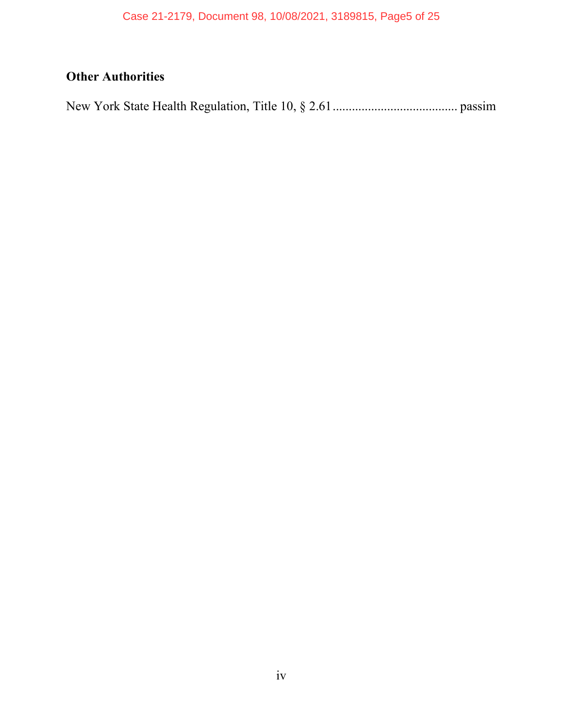## Other Authorities

New York State Health Regulation, Title 10, § 2.61 ...................................... passim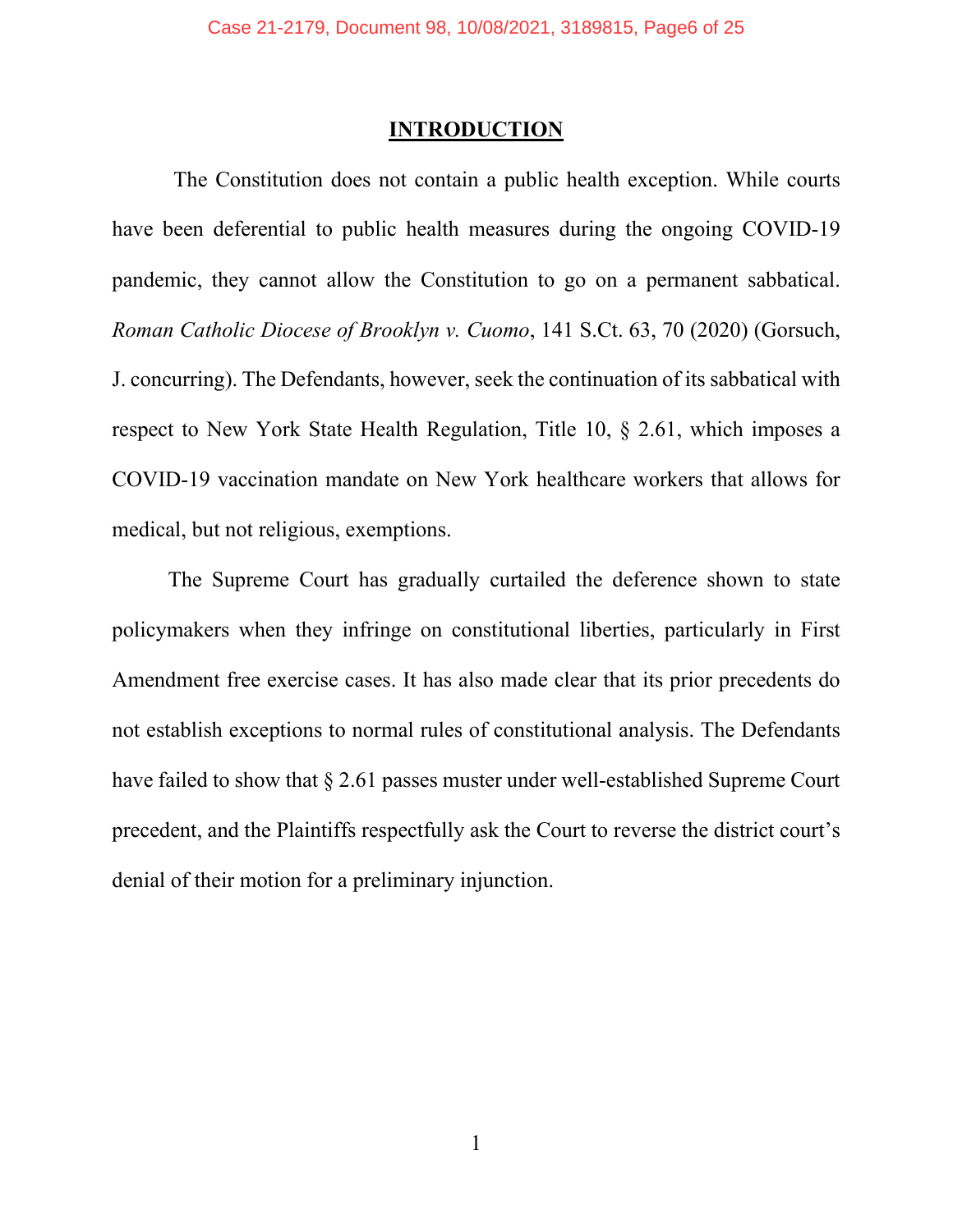## INTRODUCTION

The Constitution does not contain a public health exception. While courts have been deferential to public health measures during the ongoing COVID-19 pandemic, they cannot allow the Constitution to go on a permanent sabbatical. *Roman Catholic Diocese of Brooklyn v. Cuomo*, 141 S.Ct. 63, 70 (2020) (Gorsuch, J. concurring). The Defendants, however, seek the continuation of its sabbatical with respect to New York State Health Regulation, Title 10, § 2.61, which imposes a COVID-19 vaccination mandate on New York healthcare workers that allows for medical, but not religious, exemptions.

The Supreme Court has gradually curtailed the deference shown to state policymakers when they infringe on constitutional liberties, particularly in First Amendment free exercise cases. It has also made clear that its prior precedents do not establish exceptions to normal rules of constitutional analysis. The Defendants have failed to show that § 2.61 passes muster under well-established Supreme Court precedent, and the Plaintiffs respectfully ask the Court to reverse the district court's denial of their motion for a preliminary injunction.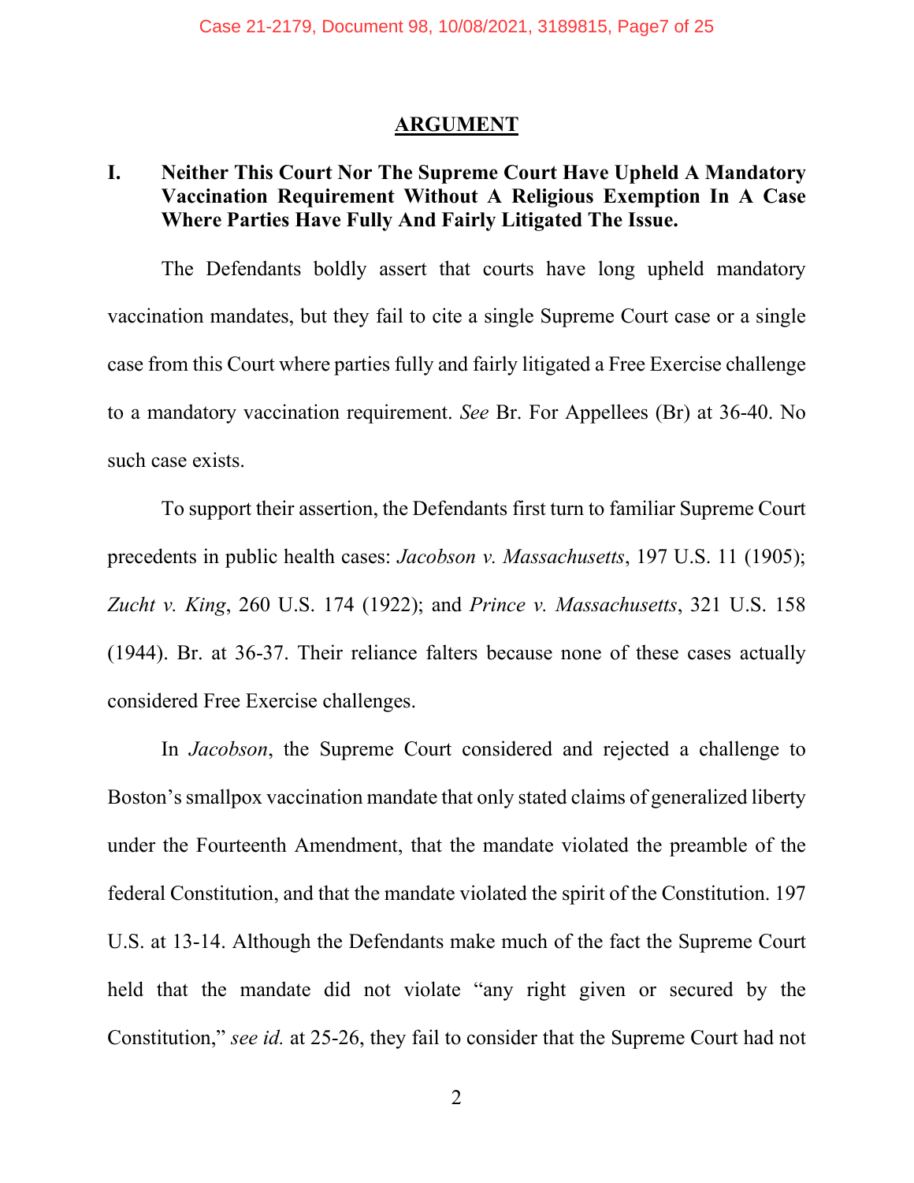## ARGUMENT

### I. Neither This Court Nor The Supreme Court Have Upheld A Mandatory Vaccination Requirement Without A Religious Exemption In A Case Where Parties Have Fully And Fairly Litigated The Issue.

The Defendants boldly assert that courts have long upheld mandatory vaccination mandates, but they fail to cite a single Supreme Court case or a single case from this Court where parties fully and fairly litigated a Free Exercise challenge to a mandatory vaccination requirement. *See* Br. For Appellees (Br) at 36-40. No such case exists.

To support their assertion, the Defendants first turn to familiar Supreme Court precedents in public health cases: *Jacobson v. Massachusetts*, 197 U.S. 11 (1905); *Zucht v. King*, 260 U.S. 174 (1922); and *Prince v. Massachusetts*, 321 U.S. 158 (1944). Br. at 36-37. Their reliance falters because none of these cases actually considered Free Exercise challenges.

In *Jacobson*, the Supreme Court considered and rejected a challenge to Boston's smallpox vaccination mandate that only stated claims of generalized liberty under the Fourteenth Amendment, that the mandate violated the preamble of the federal Constitution, and that the mandate violated the spirit of the Constitution. 197 U.S. at 13-14. Although the Defendants make much of the fact the Supreme Court held that the mandate did not violate "any right given or secured by the Constitution," *see id.* at 25-26, they fail to consider that the Supreme Court had not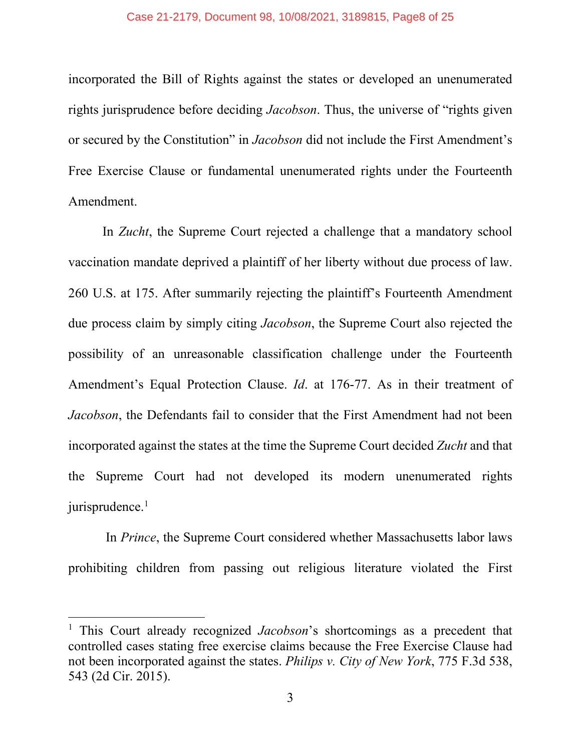incorporated the Bill of Rights against the states or developed an unenumerated rights jurisprudence before deciding *Jacobson*. Thus, the universe of "rights given or secured by the Constitution" in *Jacobson* did not include the First Amendment's Free Exercise Clause or fundamental unenumerated rights under the Fourteenth Amendment.

In *Zucht*, the Supreme Court rejected a challenge that a mandatory school vaccination mandate deprived a plaintiff of her liberty without due process of law. 260 U.S. at 175. After summarily rejecting the plaintiff's Fourteenth Amendment due process claim by simply citing *Jacobson*, the Supreme Court also rejected the possibility of an unreasonable classification challenge under the Fourteenth Amendment's Equal Protection Clause. *Id*. at 176-77. As in their treatment of *Jacobson*, the Defendants fail to consider that the First Amendment had not been incorporated against the states at the time the Supreme Court decided *Zucht* and that the Supreme Court had not developed its modern unenumerated rights jurisprudence.[1]

In *Prince*, the Supreme Court considered whether Massachusetts labor laws prohibiting children from passing out religious literature violated the First

---

[1] This Court already recognized *Jacobson*'s shortcomings as a precedent that controlled cases stating free exercise claims because the Free Exercise Clause had not been incorporated against the states. *Philips v. City of New York*, 775 F.3d 538, 543 (2d Cir. 2015).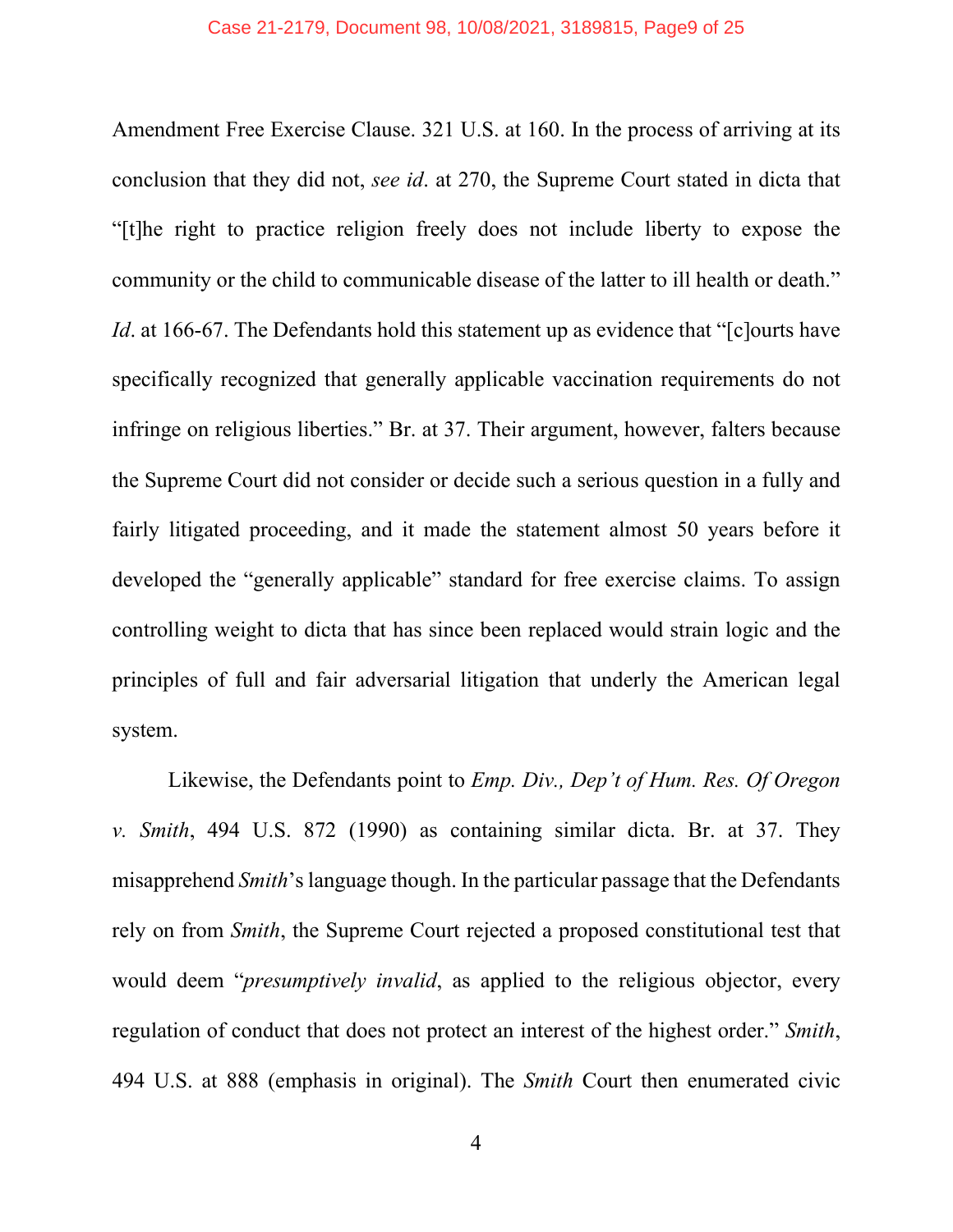Amendment Free Exercise Clause. 321 U.S. at 160. In the process of arriving at its conclusion that they did not, *see id*. at 270, the Supreme Court stated in dicta that "[t]he right to practice religion freely does not include liberty to expose the community or the child to communicable disease of the latter to ill health or death." *Id*. at 166-67. The Defendants hold this statement up as evidence that "[c]ourts have specifically recognized that generally applicable vaccination requirements do not infringe on religious liberties." Br. at 37. Their argument, however, falters because the Supreme Court did not consider or decide such a serious question in a fully and fairly litigated proceeding, and it made the statement almost 50 years before it developed the "generally applicable" standard for free exercise claims. To assign controlling weight to dicta that has since been replaced would strain logic and the principles of full and fair adversarial litigation that underly the American legal system.

Likewise, the Defendants point to *Emp. Div., Dep't of Hum. Res. Of Oregon v. Smith*, 494 U.S. 872 (1990) as containing similar dicta. Br. at 37. They misapprehend *Smith*'s language though. In the particular passage that the Defendants rely on from *Smith*, the Supreme Court rejected a proposed constitutional test that would deem "*presumptively invalid*, as applied to the religious objector, every regulation of conduct that does not protect an interest of the highest order." *Smith*, 494 U.S. at 888 (emphasis in original). The *Smith* Court then enumerated civic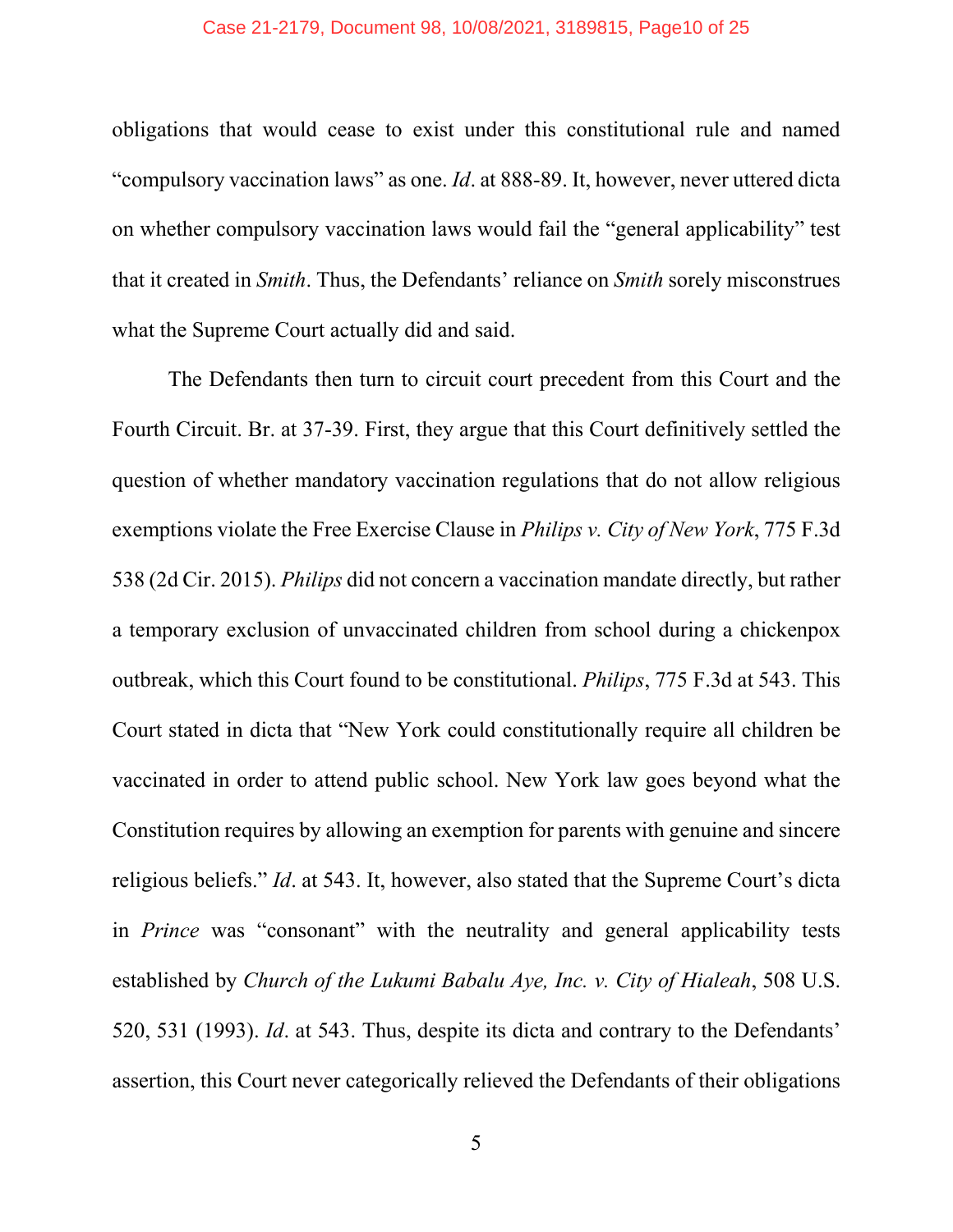obligations that would cease to exist under this constitutional rule and named "compulsory vaccination laws" as one. *Id*. at 888-89. It, however, never uttered dicta on whether compulsory vaccination laws would fail the "general applicability" test that it created in *Smith*. Thus, the Defendants' reliance on *Smith* sorely misconstrues what the Supreme Court actually did and said.

The Defendants then turn to circuit court precedent from this Court and the Fourth Circuit. Br. at 37-39. First, they argue that this Court definitively settled the question of whether mandatory vaccination regulations that do not allow religious exemptions violate the Free Exercise Clause in *Philips v. City of New York*, 775 F.3d 538 (2d Cir. 2015). *Philips* did not concern a vaccination mandate directly, but rather a temporary exclusion of unvaccinated children from school during a chickenpox outbreak, which this Court found to be constitutional. *Philips*, 775 F.3d at 543. This Court stated in dicta that "New York could constitutionally require all children be vaccinated in order to attend public school. New York law goes beyond what the Constitution requires by allowing an exemption for parents with genuine and sincere religious beliefs." *Id*. at 543. It, however, also stated that the Supreme Court's dicta in *Prince* was "consonant" with the neutrality and general applicability tests established by *Church of the Lukumi Babalu Aye, Inc. v. City of Hialeah*, 508 U.S. 520, 531 (1993). *Id*. at 543. Thus, despite its dicta and contrary to the Defendants' assertion, this Court never categorically relieved the Defendants of their obligations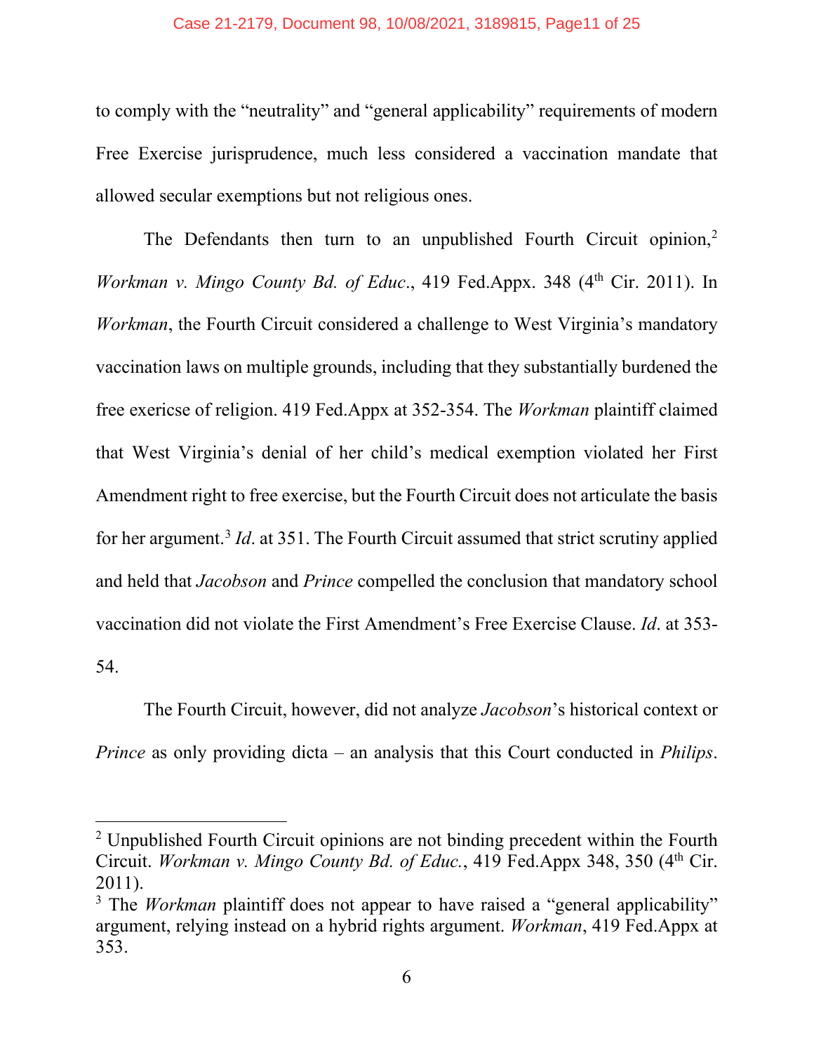to comply with the "neutrality" and "general applicability" requirements of modern Free Exercise jurisprudence, much less considered a vaccination mandate that allowed secular exemptions but not religious ones.

The Defendants then turn to an unpublished Fourth Circuit opinion,[2] *Workman v. Mingo County Bd. of Educ*., 419 Fed.Appx. 348 (4th Cir. 2011). In *Workman*, the Fourth Circuit considered a challenge to West Virginia's mandatory vaccination laws on multiple grounds, including that they substantially burdened the free exericse of religion. 419 Fed.Appx at 352-354. The *Workman* plaintiff claimed that West Virginia's denial of her child's medical exemption violated her First Amendment right to free exercise, but the Fourth Circuit does not articulate the basis for her argument.[3] *Id*. at 351. The Fourth Circuit assumed that strict scrutiny applied and held that *Jacobson* and *Prince* compelled the conclusion that mandatory school vaccination did not violate the First Amendment's Free Exercise Clause. *Id*. at 353-54.

The Fourth Circuit, however, did not analyze *Jacobson*'s historical context or *Prince* as only providing dicta – an analysis that this Court conducted in *Philips*.

---

[2] Unpublished Fourth Circuit opinions are not binding precedent within the Fourth Circuit. *Workman v. Mingo County Bd. of Educ.*, 419 Fed.Appx 348, 350 (4th Cir. 2011).

[3] The *Workman* plaintiff does not appear to have raised a "general applicability" argument, relying instead on a hybrid rights argument. *Workman*, 419 Fed.Appx at 353.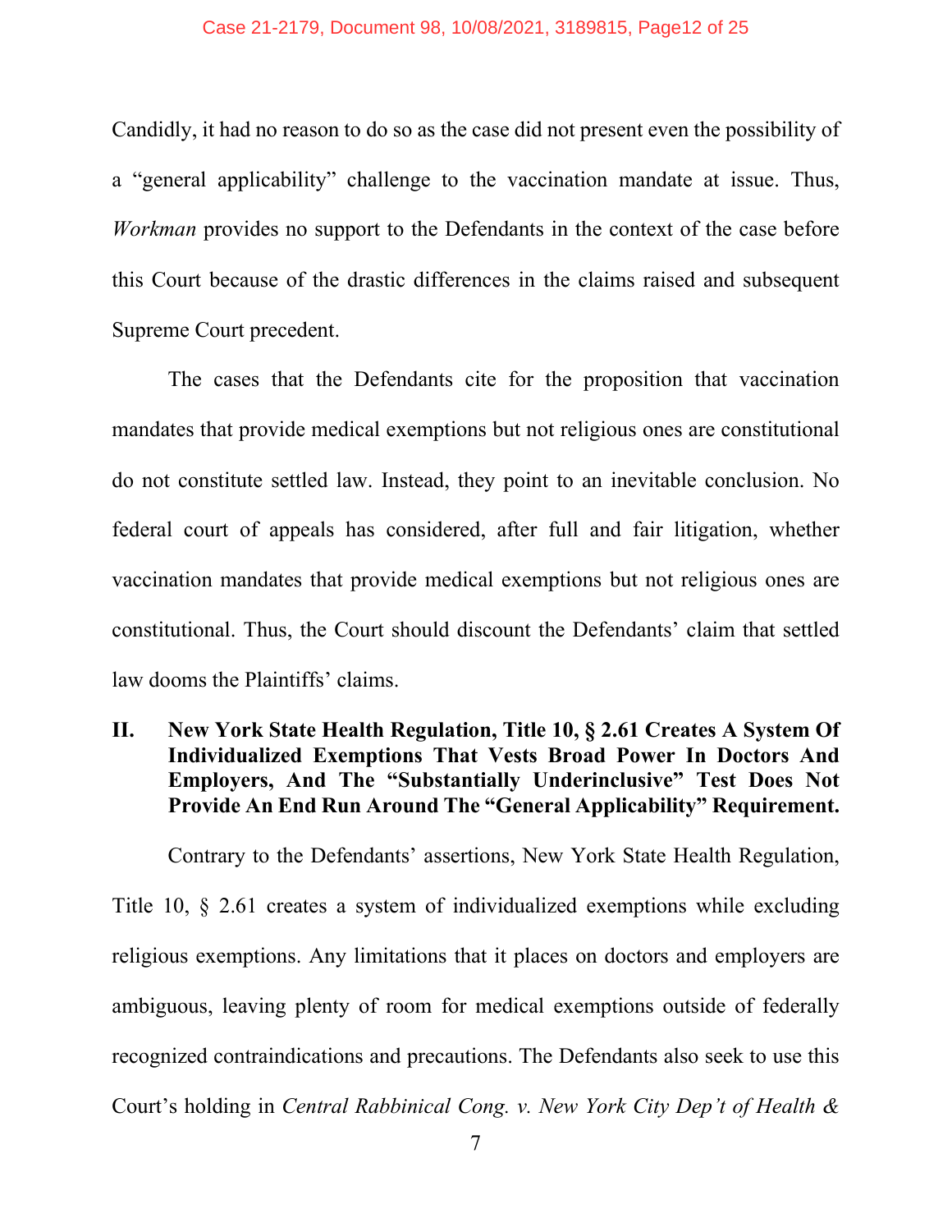Candidly, it had no reason to do so as the case did not present even the possibility of a "general applicability" challenge to the vaccination mandate at issue. Thus, *Workman* provides no support to the Defendants in the context of the case before this Court because of the drastic differences in the claims raised and subsequent Supreme Court precedent.

The cases that the Defendants cite for the proposition that vaccination mandates that provide medical exemptions but not religious ones are constitutional do not constitute settled law. Instead, they point to an inevitable conclusion. No federal court of appeals has considered, after full and fair litigation, whether vaccination mandates that provide medical exemptions but not religious ones are constitutional. Thus, the Court should discount the Defendants' claim that settled law dooms the Plaintiffs' claims.

## II. New York State Health Regulation, Title 10, § 2.61 Creates A System Of Individualized Exemptions That Vests Broad Power In Doctors And Employers, And The "Substantially Underinclusive" Test Does Not Provide An End Run Around The "General Applicability" Requirement.

Contrary to the Defendants' assertions, New York State Health Regulation, Title 10, § 2.61 creates a system of individualized exemptions while excluding religious exemptions. Any limitations that it places on doctors and employers are ambiguous, leaving plenty of room for medical exemptions outside of federally recognized contraindications and precautions. The Defendants also seek to use this Court's holding in *Central Rabbinical Cong. v. New York City Dep't of Health &*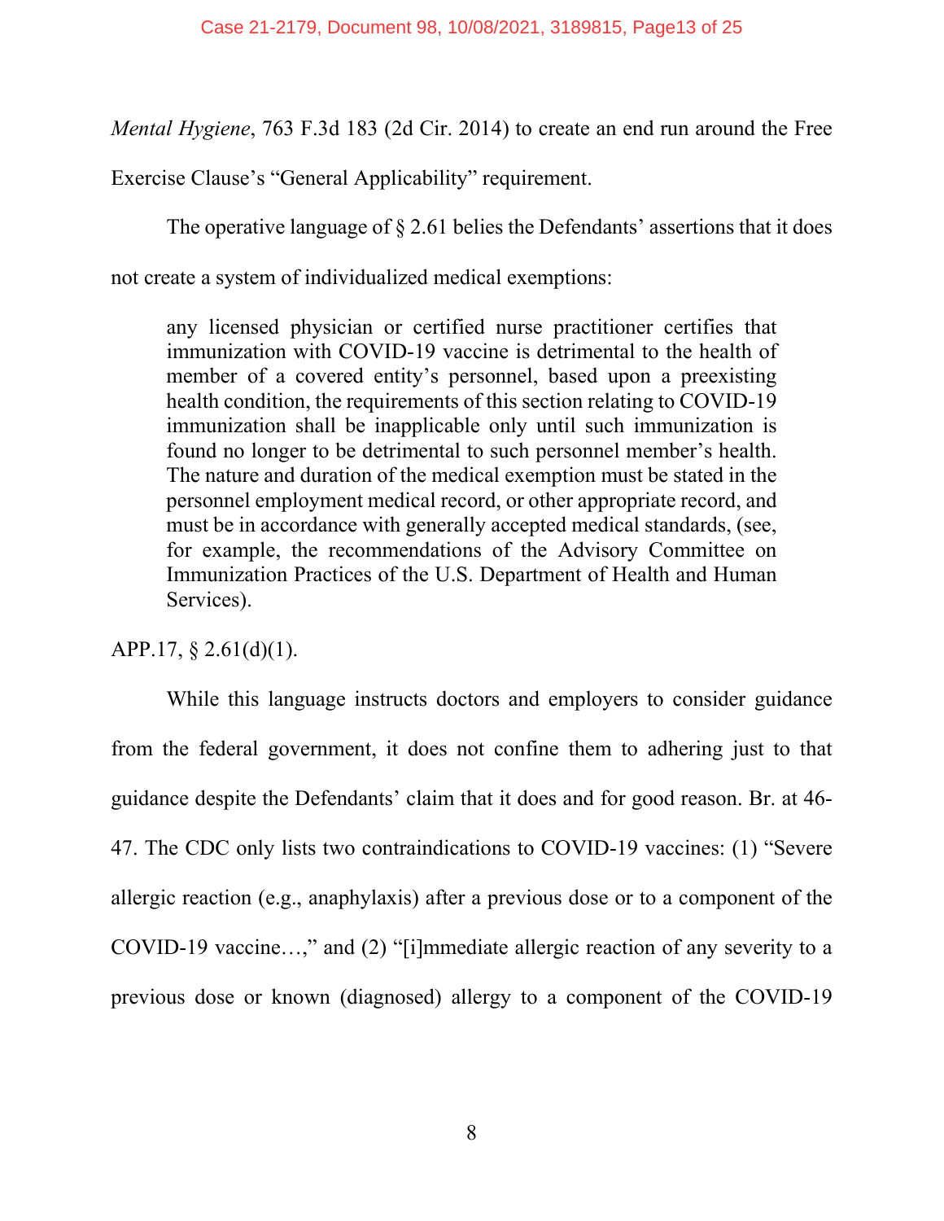*Mental Hygiene*, 763 F.3d 183 (2d Cir. 2014) to create an end run around the Free Exercise Clause's "General Applicability" requirement.

The operative language of § 2.61 belies the Defendants' assertions that it does not create a system of individualized medical exemptions:

> any licensed physician or certified nurse practitioner certifies that immunization with COVID-19 vaccine is detrimental to the health of member of a covered entity's personnel, based upon a preexisting health condition, the requirements of this section relating to COVID-19 immunization shall be inapplicable only until such immunization is found no longer to be detrimental to such personnel member's health. The nature and duration of the medical exemption must be stated in the personnel employment medical record, or other appropriate record, and must be in accordance with generally accepted medical standards, (see, for example, the recommendations of the Advisory Committee on Immunization Practices of the U.S. Department of Health and Human Services).

APP.17, § 2.61(d)(1).

While this language instructs doctors and employers to consider guidance from the federal government, it does not confine them to adhering just to that guidance despite the Defendants' claim that it does and for good reason. Br. at 46-47. The CDC only lists two contraindications to COVID-19 vaccines: (1) "Severe allergic reaction (e.g., anaphylaxis) after a previous dose or to a component of the COVID-19 vaccine…," and (2) "[i]mmediate allergic reaction of any severity to a previous dose or known (diagnosed) allergy to a component of the COVID-19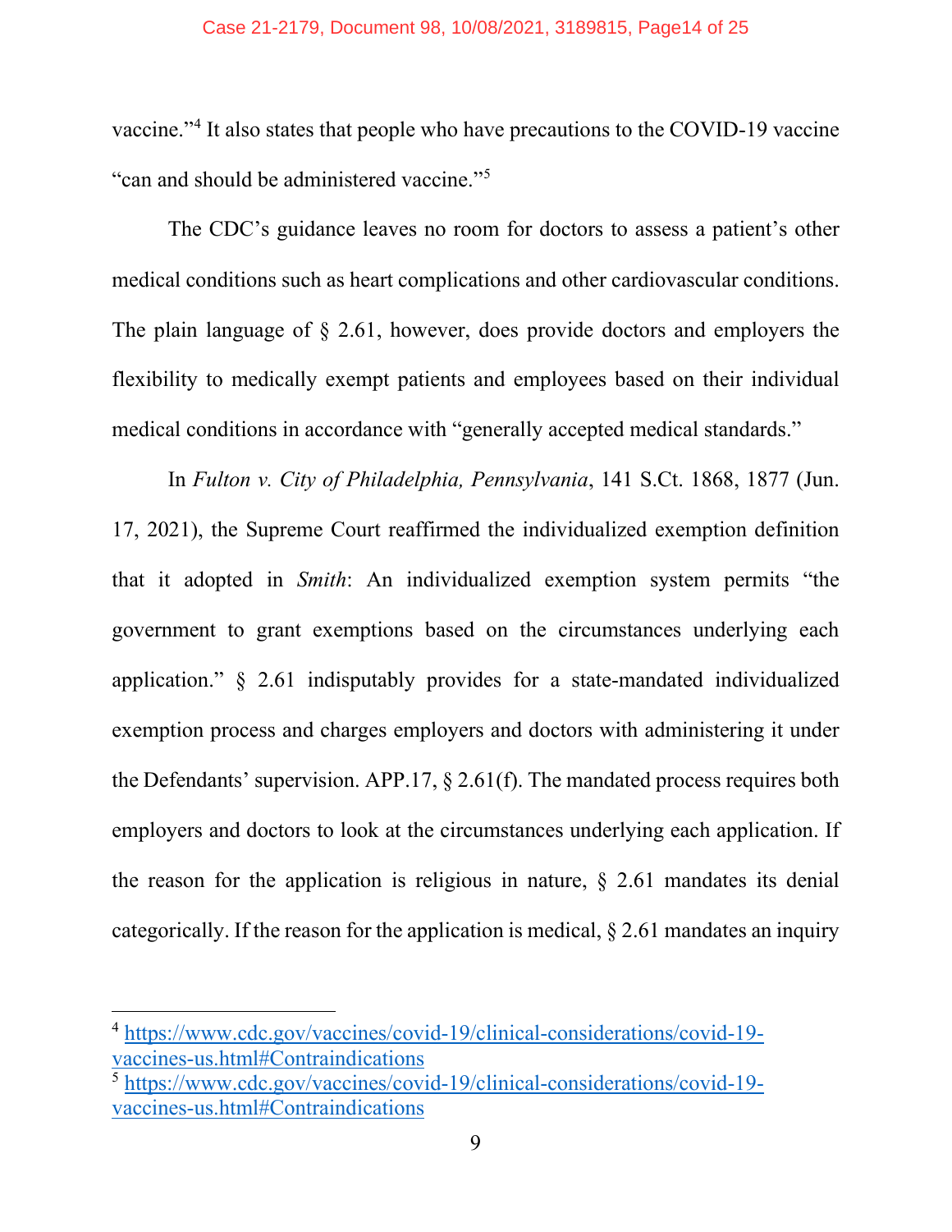vaccine."[4] It also states that people who have precautions to the COVID-19 vaccine "can and should be administered vaccine."[5]

The CDC's guidance leaves no room for doctors to assess a patient's other medical conditions such as heart complications and other cardiovascular conditions. The plain language of § 2.61, however, does provide doctors and employers the flexibility to medically exempt patients and employees based on their individual medical conditions in accordance with "generally accepted medical standards."

In *Fulton v. City of Philadelphia, Pennsylvania*, 141 S.Ct. 1868, 1877 (Jun. 17, 2021), the Supreme Court reaffirmed the individualized exemption definition that it adopted in *Smith*: An individualized exemption system permits "the government to grant exemptions based on the circumstances underlying each application." § 2.61 indisputably provides for a state-mandated individualized exemption process and charges employers and doctors with administering it under the Defendants' supervision. APP.17, § 2.61(f). The mandated process requires both employers and doctors to look at the circumstances underlying each application. If the reason for the application is religious in nature, § 2.61 mandates its denial categorically. If the reason for the application is medical, § 2.61 mandates an inquiry

---

[4] https://www.cdc.gov/vaccines/covid-19/clinical-considerations/covid-19-vaccines-us.html#Contraindications

[5] https://www.cdc.gov/vaccines/covid-19/clinical-considerations/covid-19-vaccines-us.html#Contraindications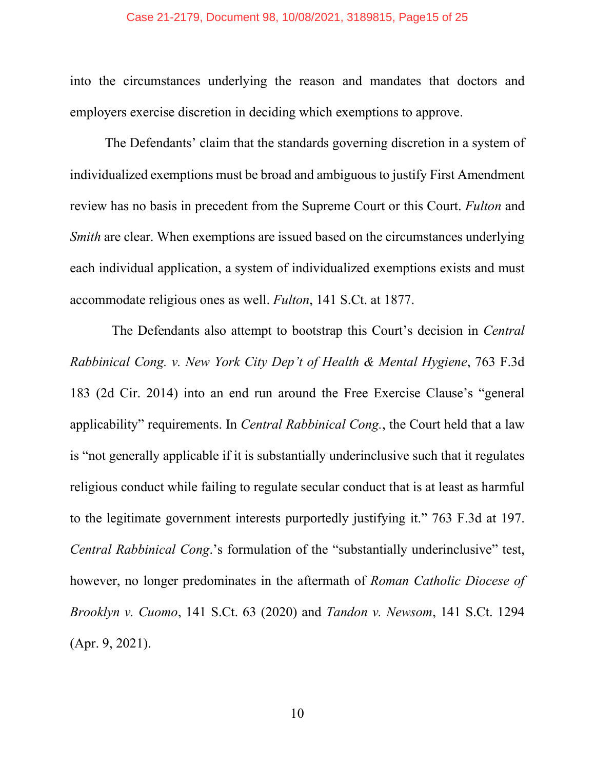into the circumstances underlying the reason and mandates that doctors and employers exercise discretion in deciding which exemptions to approve.

The Defendants' claim that the standards governing discretion in a system of individualized exemptions must be broad and ambiguous to justify First Amendment review has no basis in precedent from the Supreme Court or this Court. *Fulton* and *Smith* are clear. When exemptions are issued based on the circumstances underlying each individual application, a system of individualized exemptions exists and must accommodate religious ones as well. *Fulton*, 141 S.Ct. at 1877.

The Defendants also attempt to bootstrap this Court's decision in *Central Rabbinical Cong. v. New York City Dep't of Health & Mental Hygiene*, 763 F.3d 183 (2d Cir. 2014) into an end run around the Free Exercise Clause's "general applicability" requirements. In *Central Rabbinical Cong.*, the Court held that a law is "not generally applicable if it is substantially underinclusive such that it regulates religious conduct while failing to regulate secular conduct that is at least as harmful to the legitimate government interests purportedly justifying it." 763 F.3d at 197. *Central Rabbinical Cong*.'s formulation of the "substantially underinclusive" test, however, no longer predominates in the aftermath of *Roman Catholic Diocese of Brooklyn v. Cuomo*, 141 S.Ct. 63 (2020) and *Tandon v. Newsom*, 141 S.Ct. 1294 (Apr. 9, 2021).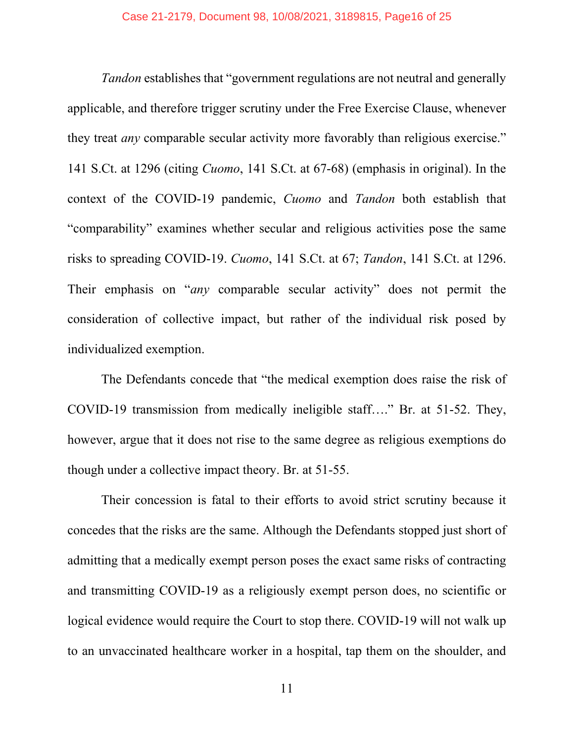*Tandon* establishes that "government regulations are not neutral and generally applicable, and therefore trigger scrutiny under the Free Exercise Clause, whenever they treat *any* comparable secular activity more favorably than religious exercise." 141 S.Ct. at 1296 (citing *Cuomo*, 141 S.Ct. at 67-68) (emphasis in original). In the context of the COVID-19 pandemic, *Cuomo* and *Tandon* both establish that "comparability" examines whether secular and religious activities pose the same risks to spreading COVID-19. *Cuomo*, 141 S.Ct. at 67; *Tandon*, 141 S.Ct. at 1296. Their emphasis on "*any* comparable secular activity" does not permit the consideration of collective impact, but rather of the individual risk posed by individualized exemption.

The Defendants concede that "the medical exemption does raise the risk of COVID-19 transmission from medically ineligible staff…." Br. at 51-52. They, however, argue that it does not rise to the same degree as religious exemptions do though under a collective impact theory. Br. at 51-55.

Their concession is fatal to their efforts to avoid strict scrutiny because it concedes that the risks are the same. Although the Defendants stopped just short of admitting that a medically exempt person poses the exact same risks of contracting and transmitting COVID-19 as a religiously exempt person does, no scientific or logical evidence would require the Court to stop there. COVID-19 will not walk up to an unvaccinated healthcare worker in a hospital, tap them on the shoulder, and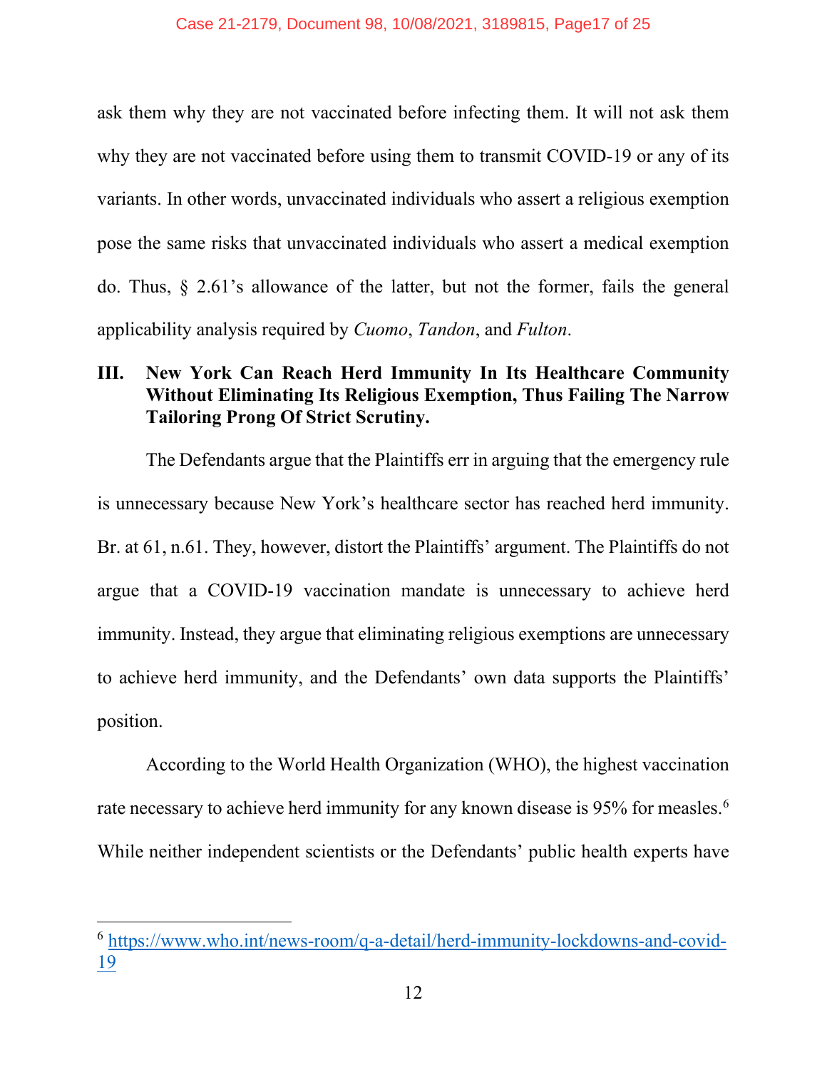ask them why they are not vaccinated before infecting them. It will not ask them why they are not vaccinated before using them to transmit COVID-19 or any of its variants. In other words, unvaccinated individuals who assert a religious exemption pose the same risks that unvaccinated individuals who assert a medical exemption do. Thus, § 2.61's allowance of the latter, but not the former, fails the general applicability analysis required by *Cuomo*, *Tandon*, and *Fulton*.

## III. New York Can Reach Herd Immunity In Its Healthcare Community Without Eliminating Its Religious Exemption, Thus Failing The Narrow Tailoring Prong Of Strict Scrutiny.

The Defendants argue that the Plaintiffs err in arguing that the emergency rule is unnecessary because New York's healthcare sector has reached herd immunity. Br. at 61, n.61. They, however, distort the Plaintiffs' argument. The Plaintiffs do not argue that a COVID-19 vaccination mandate is unnecessary to achieve herd immunity. Instead, they argue that eliminating religious exemptions are unnecessary to achieve herd immunity, and the Defendants' own data supports the Plaintiffs' position.

According to the World Health Organization (WHO), the highest vaccination rate necessary to achieve herd immunity for any known disease is 95% for measles.[6] While neither independent scientists or the Defendants' public health experts have

[6] https://www.who.int/news-room/q-a-detail/herd-immunity-lockdowns-and-covid-19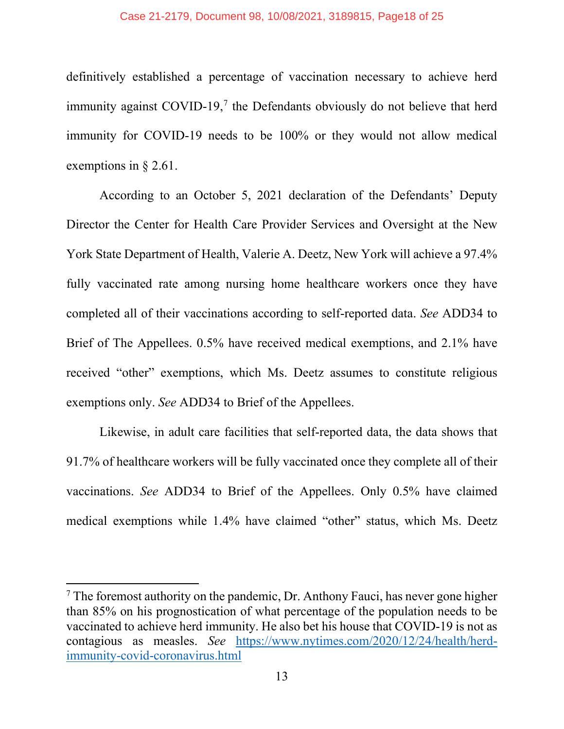definitively established a percentage of vaccination necessary to achieve herd immunity against COVID-19,[7] the Defendants obviously do not believe that herd immunity for COVID-19 needs to be 100% or they would not allow medical exemptions in § 2.61.

According to an October 5, 2021 declaration of the Defendants' Deputy Director the Center for Health Care Provider Services and Oversight at the New York State Department of Health, Valerie A. Deetz, New York will achieve a 97.4% fully vaccinated rate among nursing home healthcare workers once they have completed all of their vaccinations according to self-reported data. *See* ADD34 to Brief of The Appellees. 0.5% have received medical exemptions, and 2.1% have received "other" exemptions, which Ms. Deetz assumes to constitute religious exemptions only. *See* ADD34 to Brief of the Appellees.

Likewise, in adult care facilities that self-reported data, the data shows that 91.7% of healthcare workers will be fully vaccinated once they complete all of their vaccinations. *See* ADD34 to Brief of the Appellees. Only 0.5% have claimed medical exemptions while 1.4% have claimed "other" status, which Ms. Deetz

---

[7] The foremost authority on the pandemic, Dr. Anthony Fauci, has never gone higher than 85% on his prognostication of what percentage of the population needs to be vaccinated to achieve herd immunity. He also bet his house that COVID-19 is not as contagious as measles. *See* https://www.nytimes.com/2020/12/24/health/herd-immunity-covid-coronavirus.html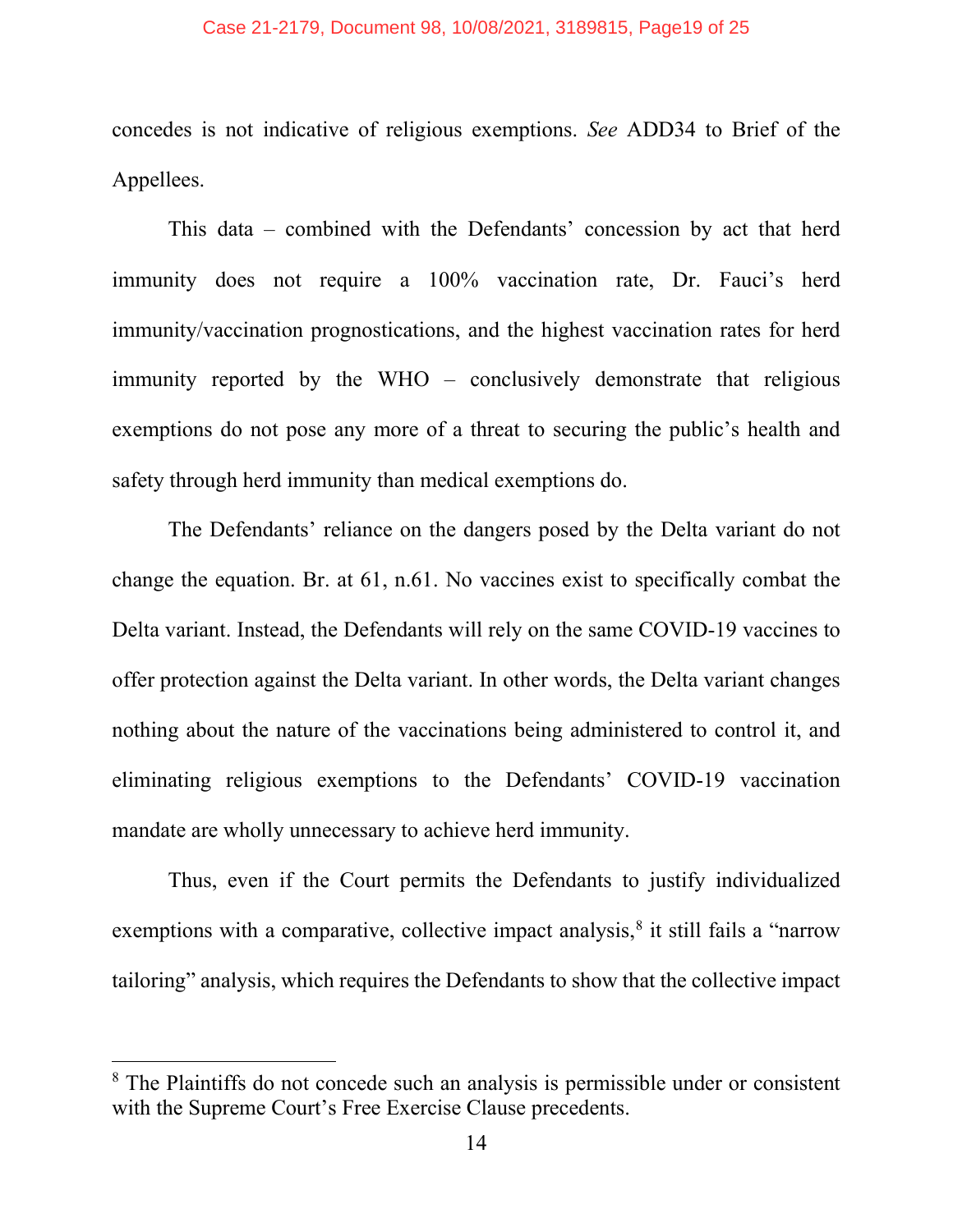concedes is not indicative of religious exemptions. *See* ADD34 to Brief of the Appellees.

This data – combined with the Defendants' concession by act that herd immunity does not require a 100% vaccination rate, Dr. Fauci's herd immunity/vaccination prognostications, and the highest vaccination rates for herd immunity reported by the WHO – conclusively demonstrate that religious exemptions do not pose any more of a threat to securing the public's health and safety through herd immunity than medical exemptions do.

The Defendants' reliance on the dangers posed by the Delta variant do not change the equation. Br. at 61, n.61. No vaccines exist to specifically combat the Delta variant. Instead, the Defendants will rely on the same COVID-19 vaccines to offer protection against the Delta variant. In other words, the Delta variant changes nothing about the nature of the vaccinations being administered to control it, and eliminating religious exemptions to the Defendants' COVID-19 vaccination mandate are wholly unnecessary to achieve herd immunity.

Thus, even if the Court permits the Defendants to justify individualized exemptions with a comparative, collective impact analysis,[8] it still fails a "narrow tailoring" analysis, which requires the Defendants to show that the collective impact

---

[8] The Plaintiffs do not concede such an analysis is permissible under or consistent with the Supreme Court's Free Exercise Clause precedents.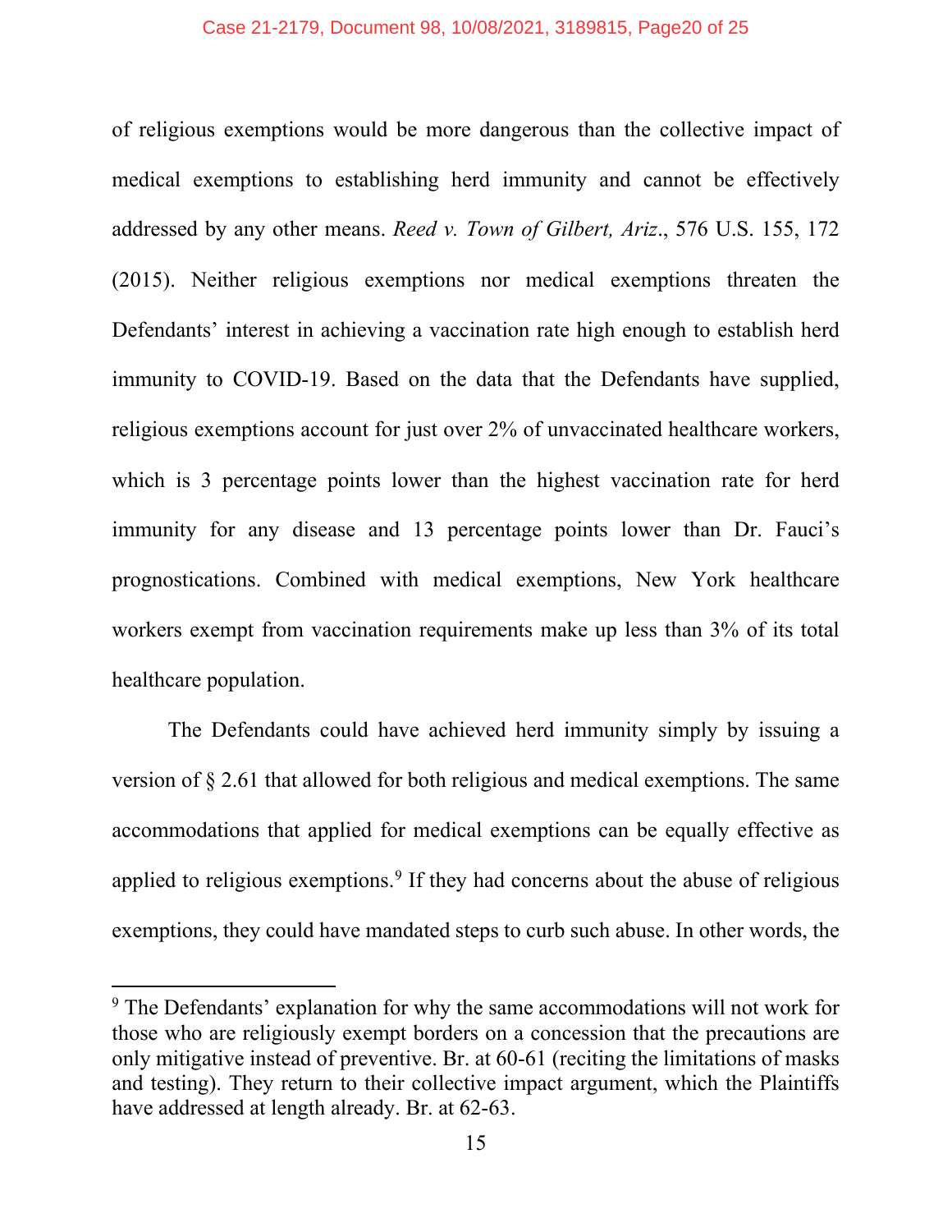of religious exemptions would be more dangerous than the collective impact of medical exemptions to establishing herd immunity and cannot be effectively addressed by any other means. *Reed v. Town of Gilbert, Ariz*., 576 U.S. 155, 172 (2015). Neither religious exemptions nor medical exemptions threaten the Defendants' interest in achieving a vaccination rate high enough to establish herd immunity to COVID-19. Based on the data that the Defendants have supplied, religious exemptions account for just over 2% of unvaccinated healthcare workers, which is 3 percentage points lower than the highest vaccination rate for herd immunity for any disease and 13 percentage points lower than Dr. Fauci's prognostications. Combined with medical exemptions, New York healthcare workers exempt from vaccination requirements make up less than 3% of its total healthcare population.

The Defendants could have achieved herd immunity simply by issuing a version of § 2.61 that allowed for both religious and medical exemptions. The same accommodations that applied for medical exemptions can be equally effective as applied to religious exemptions.[9] If they had concerns about the abuse of religious exemptions, they could have mandated steps to curb such abuse. In other words, the

[9] The Defendants' explanation for why the same accommodations will not work for those who are religiously exempt borders on a concession that the precautions are only mitigative instead of preventive. Br. at 60-61 (reciting the limitations of masks and testing). They return to their collective impact argument, which the Plaintiffs have addressed at length already. Br. at 62-63.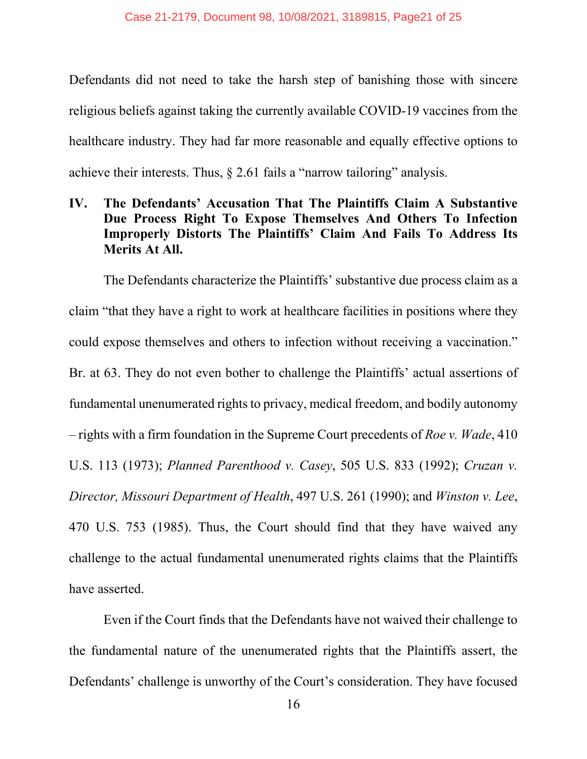Defendants did not need to take the harsh step of banishing those with sincere religious beliefs against taking the currently available COVID-19 vaccines from the healthcare industry. They had far more reasonable and equally effective options to achieve their interests. Thus, § 2.61 fails a "narrow tailoring" analysis.

## IV. The Defendants' Accusation That The Plaintiffs Claim A Substantive Due Process Right To Expose Themselves And Others To Infection Improperly Distorts The Plaintiffs' Claim And Fails To Address Its Merits At All.

The Defendants characterize the Plaintiffs' substantive due process claim as a claim "that they have a right to work at healthcare facilities in positions where they could expose themselves and others to infection without receiving a vaccination." Br. at 63. They do not even bother to challenge the Plaintiffs' actual assertions of fundamental unenumerated rights to privacy, medical freedom, and bodily autonomy – rights with a firm foundation in the Supreme Court precedents of *Roe v. Wade*, 410 U.S. 113 (1973); *Planned Parenthood v. Casey*, 505 U.S. 833 (1992); *Cruzan v. Director, Missouri Department of Health*, 497 U.S. 261 (1990); and *Winston v. Lee*, 470 U.S. 753 (1985). Thus, the Court should find that they have waived any challenge to the actual fundamental unenumerated rights claims that the Plaintiffs have asserted.

Even if the Court finds that the Defendants have not waived their challenge to the fundamental nature of the unenumerated rights that the Plaintiffs assert, the Defendants' challenge is unworthy of the Court's consideration. They have focused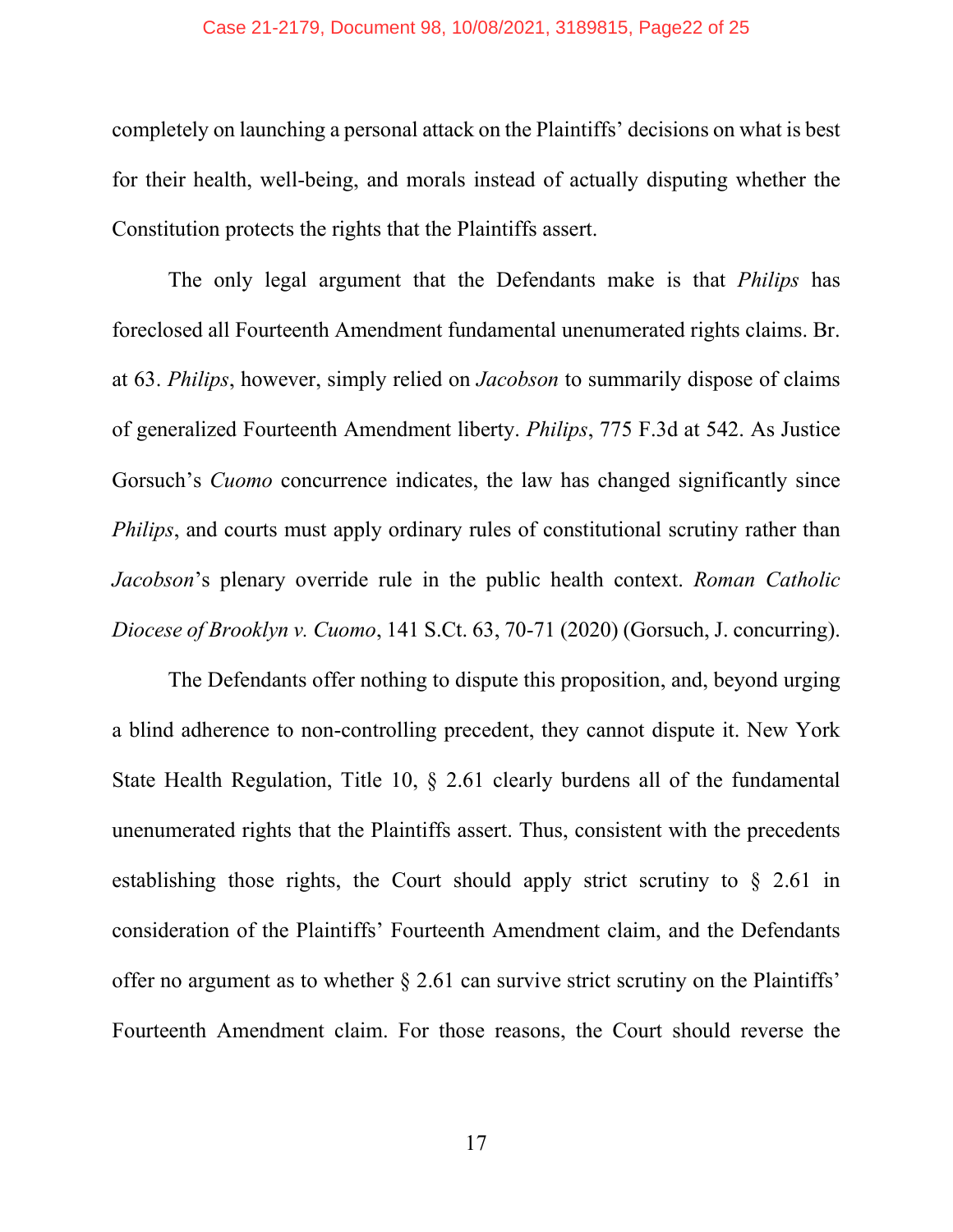completely on launching a personal attack on the Plaintiffs' decisions on what is best for their health, well-being, and morals instead of actually disputing whether the Constitution protects the rights that the Plaintiffs assert.

The only legal argument that the Defendants make is that *Philips* has foreclosed all Fourteenth Amendment fundamental unenumerated rights claims. Br. at 63. *Philips*, however, simply relied on *Jacobson* to summarily dispose of claims of generalized Fourteenth Amendment liberty. *Philips*, 775 F.3d at 542. As Justice Gorsuch's *Cuomo* concurrence indicates, the law has changed significantly since *Philips*, and courts must apply ordinary rules of constitutional scrutiny rather than *Jacobson*'s plenary override rule in the public health context. *Roman Catholic Diocese of Brooklyn v. Cuomo*, 141 S.Ct. 63, 70-71 (2020) (Gorsuch, J. concurring).

The Defendants offer nothing to dispute this proposition, and, beyond urging a blind adherence to non-controlling precedent, they cannot dispute it. New York State Health Regulation, Title 10, § 2.61 clearly burdens all of the fundamental unenumerated rights that the Plaintiffs assert. Thus, consistent with the precedents establishing those rights, the Court should apply strict scrutiny to § 2.61 in consideration of the Plaintiffs' Fourteenth Amendment claim, and the Defendants offer no argument as to whether § 2.61 can survive strict scrutiny on the Plaintiffs' Fourteenth Amendment claim. For those reasons, the Court should reverse the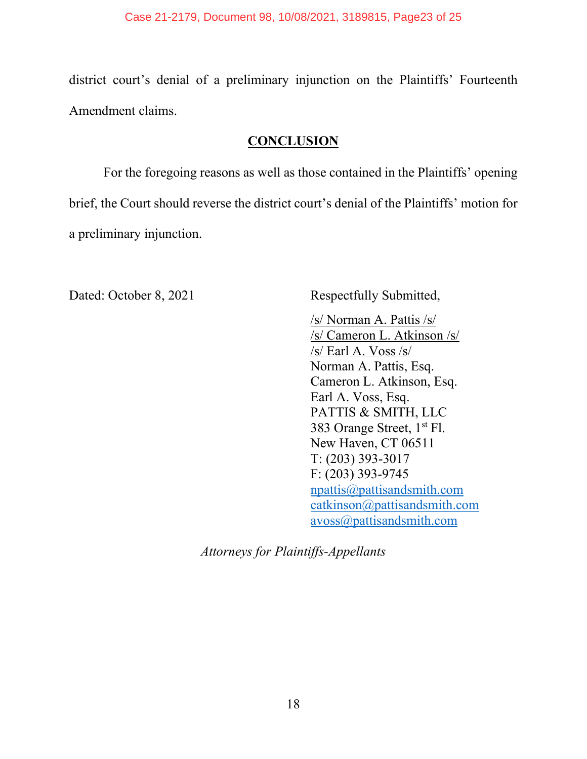district court's denial of a preliminary injunction on the Plaintiffs' Fourteenth Amendment claims.

## CONCLUSION

For the foregoing reasons as well as those contained in the Plaintiffs' opening brief, the Court should reverse the district court's denial of the Plaintiffs' motion for a preliminary injunction.

Dated: October 8, 2021

Respectfully Submitted,

/s/ Norman A. Pattis /s/
/s/ Cameron L. Atkinson /s/
/s/ Earl A. Voss /s/
Norman A. Pattis, Esq.
Cameron L. Atkinson, Esq.
Earl A. Voss, Esq.
PATTIS & SMITH, LLC
383 Orange Street, 1st Fl.
New Haven, CT 06511
T: (203) 393-3017
F: (203) 393-9745
npattis@pattisandsmith.com
catkinson@pattisandsmith.com
avoss@pattisandsmith.com

*Attorneys for Plaintiffs-Appellants*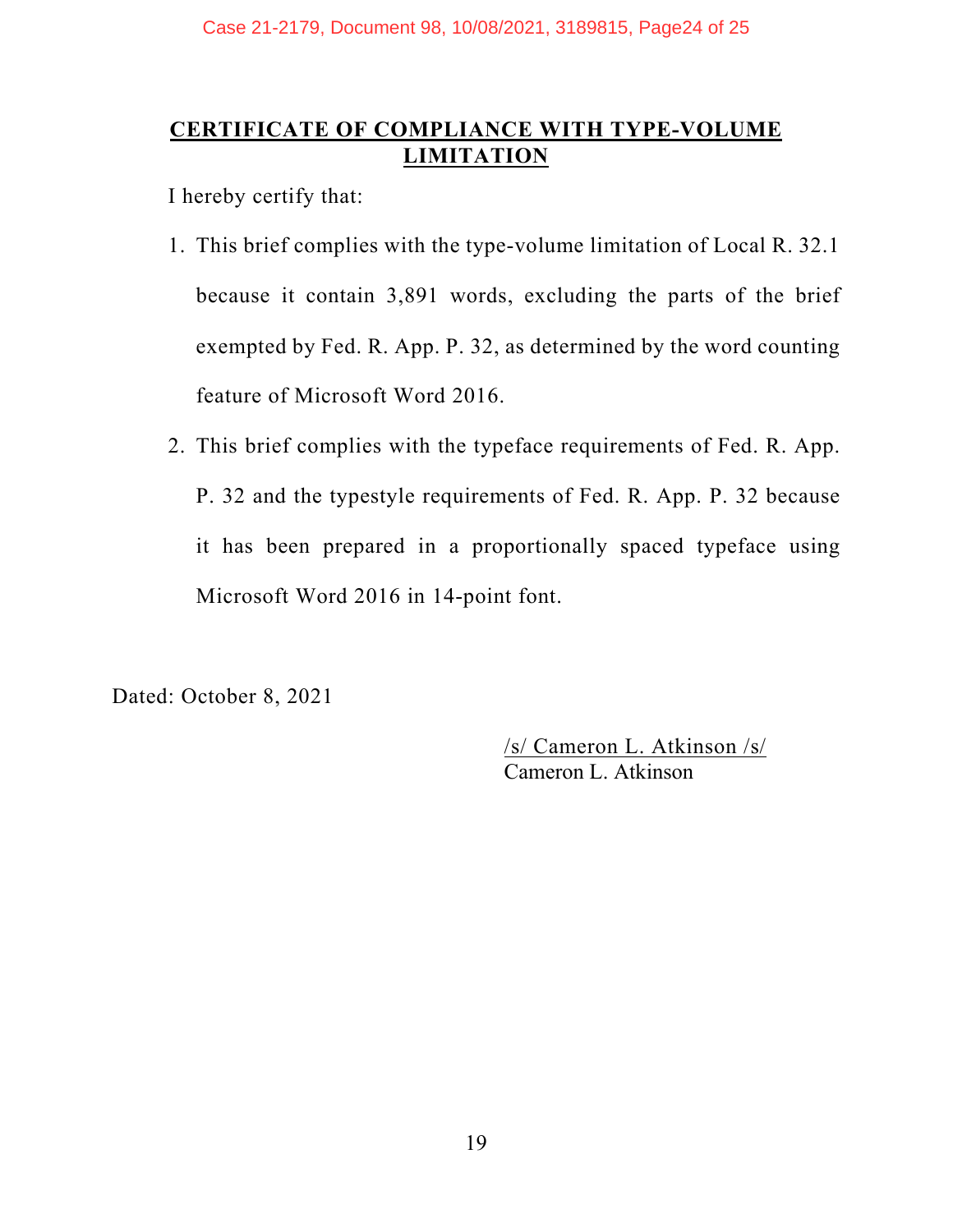## CERTIFICATE OF COMPLIANCE WITH TYPE-VOLUME LIMITATION

I hereby certify that:

1. This brief complies with the type-volume limitation of Local R. 32.1 because it contain 3,891 words, excluding the parts of the brief exempted by Fed. R. App. P. 32, as determined by the word counting feature of Microsoft Word 2016.
2. This brief complies with the typeface requirements of Fed. R. App. P. 32 and the typestyle requirements of Fed. R. App. P. 32 because it has been prepared in a proportionally spaced typeface using Microsoft Word 2016 in 14-point font.

Dated: October 8, 2021

/s/ Cameron L. Atkinson /s/
Cameron L. Atkinson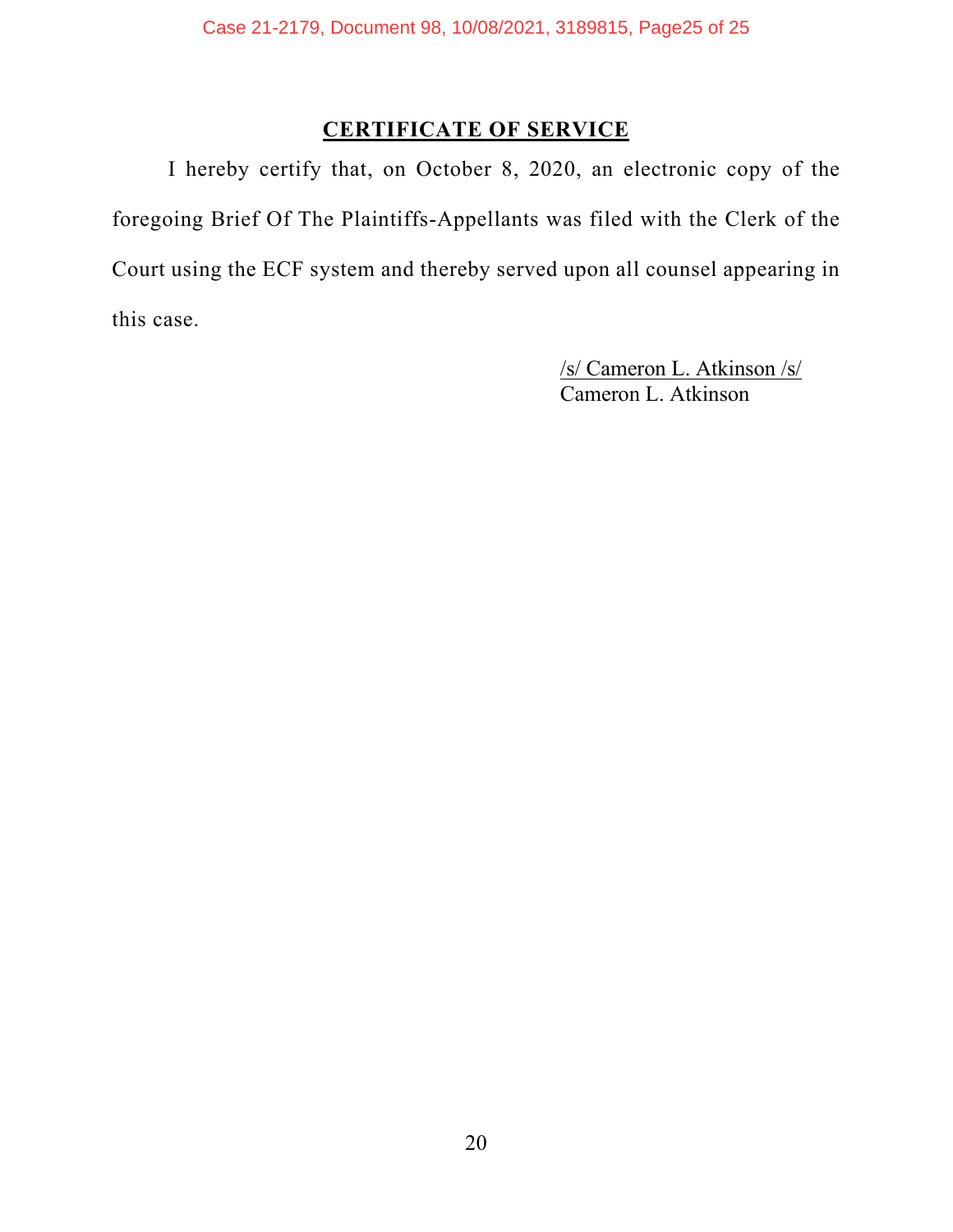## CERTIFICATE OF SERVICE

I hereby certify that, on October 8, 2020, an electronic copy of the foregoing Brief Of The Plaintiffs-Appellants was filed with the Clerk of the Court using the ECF system and thereby served upon all counsel appearing in this case.

/s/ Cameron L. Atkinson /s/
Cameron L. Atkinson